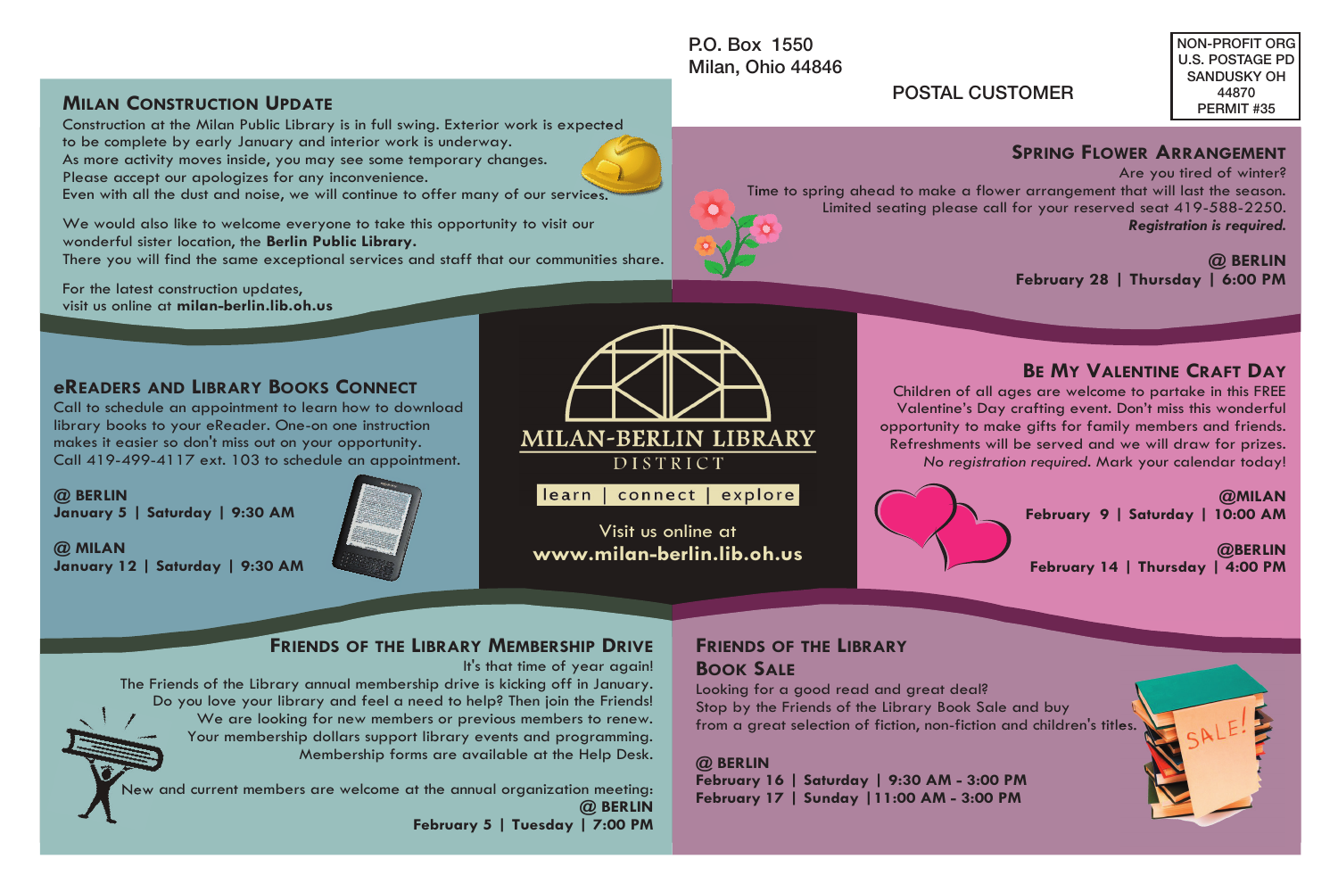P.O. Box 1550
Milan, Ohio 44846

POSTAL CUSTOMER

NON-PROFIT ORG
U.S. POSTAGE PD
SANDUSKY OH
44870
PERMIT #35

## Milan Construction Update

Construction at the Milan Public Library is in full swing. Exterior work is expected to be complete by early January and interior work is underway.
As more activity moves inside, you may see some temporary changes.
Please accept our apologizes for any inconvenience.
Even with all the dust and noise, we will continue to offer many of our services.

We would also like to welcome everyone to take this opportunity to visit our wonderful sister location, the **Berlin Public Library.**
There you will find the same exceptional services and staff that our communities share.

For the latest construction updates,
visit us online at **milan-berlin.lib.oh.us**

## Spring Flower Arrangement

Are you tired of winter?
Time to spring ahead to make a flower arrangement that will last the season.
Limited seating please call for your reserved seat 419-588-2250.
***Registration is required.***

**@ BERLIN**
**February 28 | Thursday | 6:00 PM**

## eReaders and Library Books Connect

Call to schedule an appointment to learn how to download library books to your eReader. One-on one instruction makes it easier so don't miss out on your opportunity.
Call 419-499-4117 ext. 103 to schedule an appointment.

**@ BERLIN**
**January 5 | Saturday | 9:30 AM**

**@ MILAN**
**January 12 | Saturday | 9:30 AM**

# MILAN-BERLIN LIBRARY DISTRICT

learn | connect | explore

Visit us online at
**www.milan-berlin.lib.oh.us**

## Be My Valentine Craft Day

Children of all ages are welcome to partake in this FREE Valentine's Day crafting event. Don't miss this wonderful opportunity to make gifts for family members and friends. Refreshments will be served and we will draw for prizes.
*No registration required.* Mark your calendar today!

**@MILAN**
**February 9 | Saturday | 10:00 AM**

**@BERLIN**
**February 14 | Thursday | 4:00 PM**

## Friends of the Library Membership Drive

It's that time of year again!
The Friends of the Library annual membership drive is kicking off in January.
Do you love your library and feel a need to help? Then join the Friends!
We are looking for new members or previous members to renew.
Your membership dollars support library events and programming.
Membership forms are available at the Help Desk.

New and current members are welcome at the annual organization meeting:
**@ BERLIN**
**February 5 | Tuesday | 7:00 PM**

## Friends of the Library Book Sale

Looking for a good read and great deal?
Stop by the Friends of the Library Book Sale and buy from a great selection of fiction, non-fiction and children's titles.

**@ BERLIN**
**February 16 | Saturday | 9:30 AM - 3:00 PM**
**February 17 | Sunday | 11:00 AM - 3:00 PM**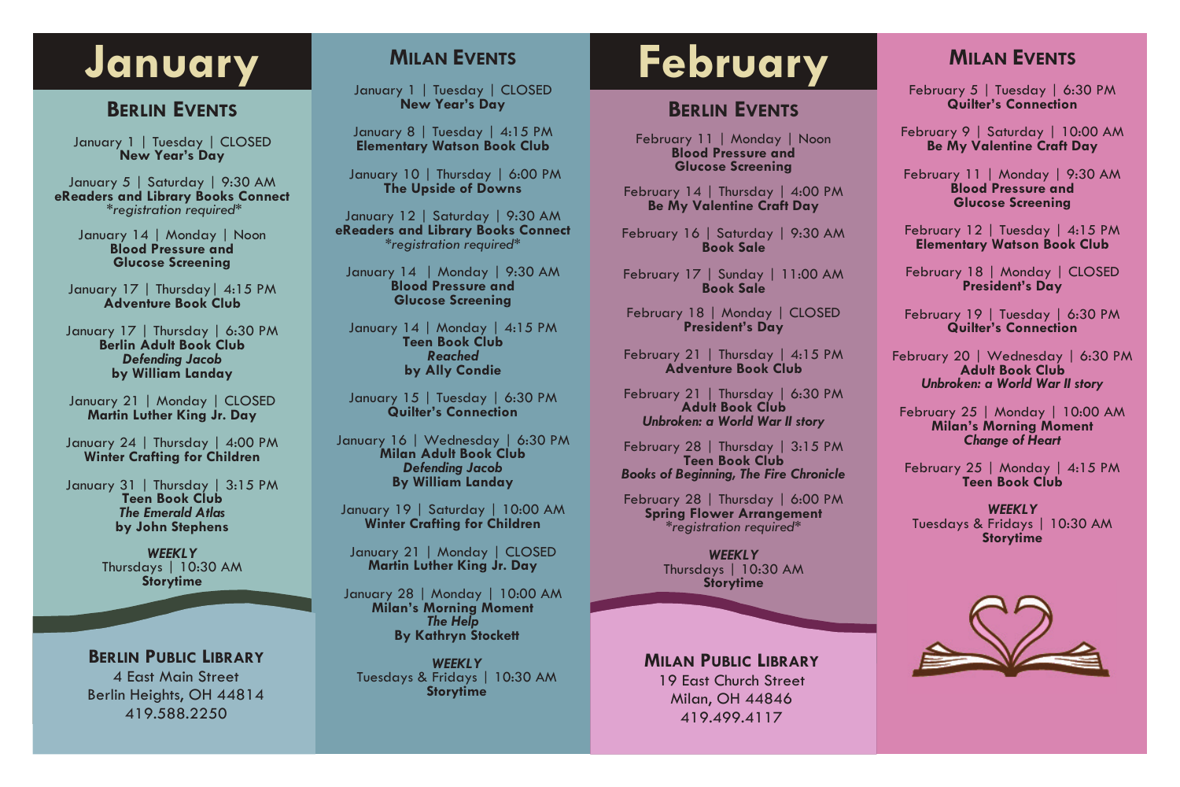# January

## Berlin Events

January 1 | Tuesday | CLOSED
**New Year's Day**

January 5 | Saturday | 9:30 AM
**eReaders and Library Books Connect**
*\*registration required\**

January 14 | Monday | Noon
**Blood Pressure and Glucose Screening**

January 17 | Thursday| 4:15 PM
**Adventure Book Club**

January 17 | Thursday | 6:30 PM
**Berlin Adult Book Club**
***Defending Jacob***
**by William Landay**

January 21 | Monday | CLOSED
**Martin Luther King Jr. Day**

January 24 | Thursday | 4:00 PM
**Winter Crafting for Children**

January 31 | Thursday | 3:15 PM
**Teen Book Club**
***The Emerald Atlas***
**by John Stephens**

***WEEKLY***
Thursdays | 10:30 AM
**Storytime**

**Berlin Public Library**
4 East Main Street
Berlin Heights, OH 44814
419.588.2250

## Milan Events

January 1 | Tuesday | CLOSED
**New Year's Day**

January 8 | Tuesday | 4:15 PM
**Elementary Watson Book Club**

January 10 | Thursday | 6:00 PM
**The Upside of Downs**

January 12 | Saturday | 9:30 AM
**eReaders and Library Books Connect**
*\*registration required\**

January 14 | Monday | 9:30 AM
**Blood Pressure and Glucose Screening**

January 14 | Monday | 4:15 PM
**Teen Book Club**
***Reached***
**by Ally Condie**

January 15 | Tuesday | 6:30 PM
**Quilter's Connection**

January 16 | Wednesday | 6:30 PM
**Milan Adult Book Club**
***Defending Jacob***
**By William Landay**

January 19 | Saturday | 10:00 AM
**Winter Crafting for Children**

January 21 | Monday | CLOSED
**Martin Luther King Jr. Day**

January 28 | Monday | 10:00 AM
**Milan's Morning Moment**
***The Help***
**By Kathryn Stockett**

***WEEKLY***
Tuesdays & Fridays | 10:30 AM
**Storytime**

# February

## Berlin Events

February 11 | Monday | Noon
**Blood Pressure and Glucose Screening**

February 14 | Thursday | 4:00 PM
**Be My Valentine Craft Day**

February 16 | Saturday | 9:30 AM
**Book Sale**

February 17 | Sunday | 11:00 AM
**Book Sale**

February 18 | Monday | CLOSED
**President's Day**

February 21 | Thursday | 4:15 PM
**Adventure Book Club**

February 21 | Thursday | 6:30 PM
**Adult Book Club**
***Unbroken: a World War II story***

February 28 | Thursday | 3:15 PM
**Teen Book Club**
***Books of Beginning, The Fire Chronicle***

February 28 | Thursday | 6:00 PM
**Spring Flower Arrangement**
*\*registration required\**

***WEEKLY***
Thursdays | 10:30 AM
**Storytime**

**Milan Public Library**
19 East Church Street
Milan, OH 44846
419.499.4117

## Milan Events

February 5 | Tuesday | 6:30 PM
**Quilter's Connection**

February 9 | Saturday | 10:00 AM
**Be My Valentine Craft Day**

February 11 | Monday | 9:30 AM
**Blood Pressure and Glucose Screening**

February 12 | Tuesday | 4:15 PM
**Elementary Watson Book Club**

February 18 | Monday | CLOSED
**President's Day**

February 19 | Tuesday | 6:30 PM
**Quilter's Connection**

February 20 | Wednesday | 6:30 PM
**Adult Book Club**
***Unbroken: a World War II story***

February 25 | Monday | 10:00 AM
**Milan's Morning Moment**
***Change of Heart***

February 25 | Monday | 4:15 PM
**Teen Book Club**

***WEEKLY***
Tuesdays & Fridays | 10:30 AM
**Storytime**